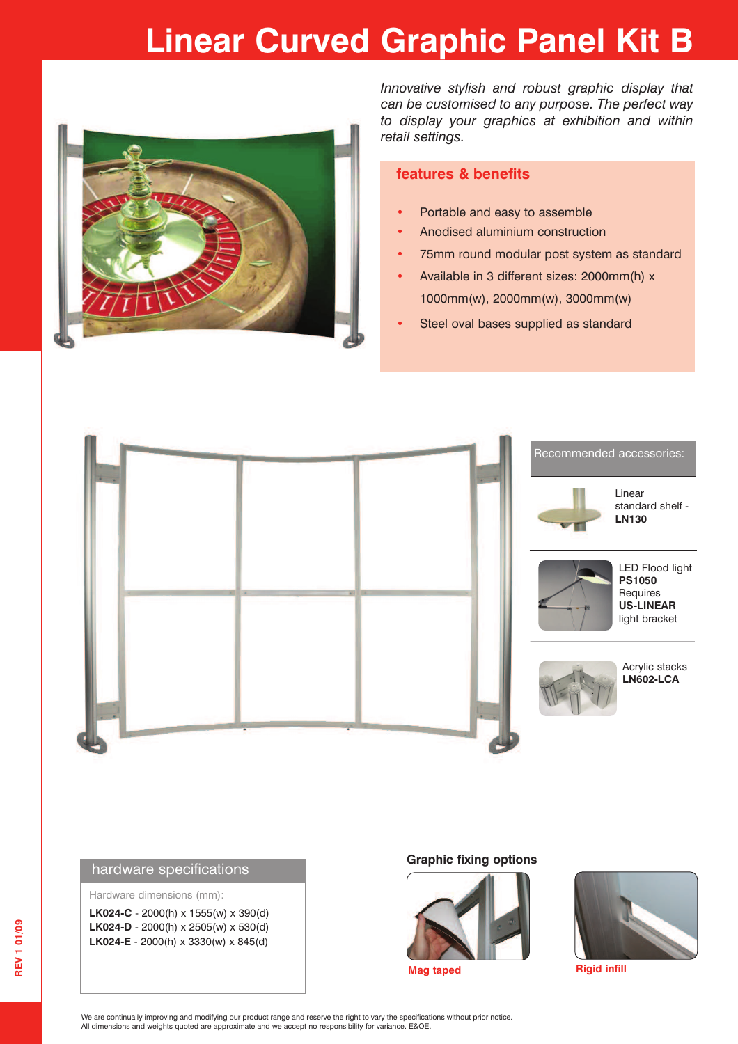# Linear Curved Graphic Panel Kit B

*Innovative stylish and robust graphic display that can be customised to any purpose. The perfect way to display your graphics at exhibition and within retail settings.*

## features & benefits

- Portable and easy to assemble
- Anodised aluminium construction
- 75mm round modular post system as standard
- Available in 3 different sizes: 2000mm(h) x 1000mm(w), 2000mm(w), 3000mm(w)
- Steel oval bases supplied as standard

### Recommended accessories:

Linear standard shelf - **LN130**

LED Flood light **PS1050** Requires **US-LINEAR** light bracket

Acrylic stacks **LN602-LCA**

## hardware specifications

Hardware dimensions (mm):

**LK024-C** - 2000(h) x 1555(w) x 390(d)
**LK024-D** - 2000(h) x 2505(w) x 530(d)
**LK024-E** - 2000(h) x 3330(w) x 845(d)

### Graphic fixing options

Mag taped

Rigid infill

We are continually improving and modifying our product range and reserve the right to vary the specifications without prior notice.
All dimensions and weights quoted are approximate and we accept no responsibility for variance. E&OE.

REV 1 01/09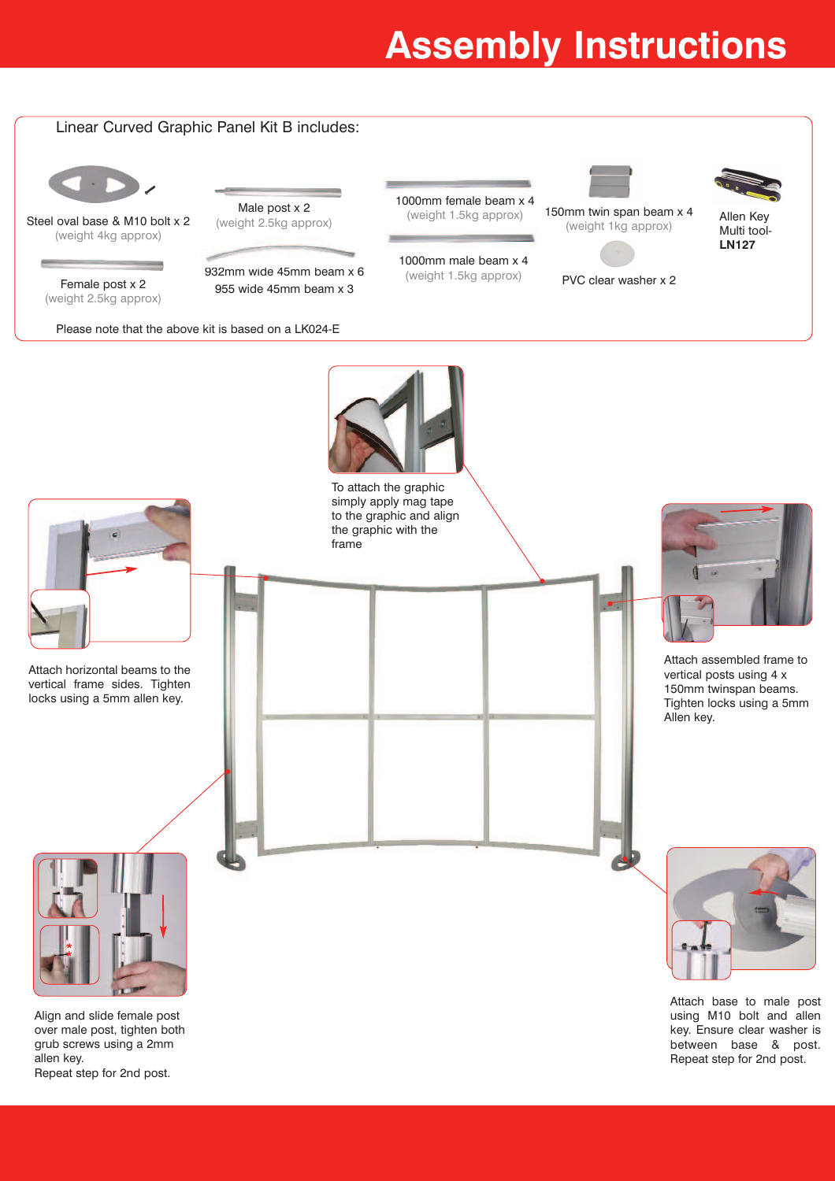# Assembly Instructions

Linear Curved Graphic Panel Kit B includes:

- Steel oval base & M10 bolt x 2 (weight 4kg approx)
- Female post x 2 (weight 2.5kg approx)
- Male post x 2 (weight 2.5kg approx)
- 932mm wide 45mm beam x 6
- 955 wide 45mm beam x 3
- 1000mm female beam x 4 (weight 1.5kg approx)
- 1000mm male beam x 4 (weight 1.5kg approx)
- 150mm twin span beam x 4 (weight 1kg approx)
- PVC clear washer x 2
- Allen Key Multi tool- **LN127**

Please note that the above kit is based on a LK024-E

To attach the graphic simply apply mag tape to the graphic and align the graphic with the frame

Attach horizontal beams to the vertical frame sides. Tighten locks using a 5mm allen key.

Attach assembled frame to vertical posts using 4 x 150mm twinspan beams. Tighten locks using a 5mm Allen key.

Align and slide female post over male post, tighten both grub screws using a 2mm allen key.
Repeat step for 2nd post.

Attach base to male post using M10 bolt and allen key. Ensure clear washer is between base & post.
Repeat step for 2nd post.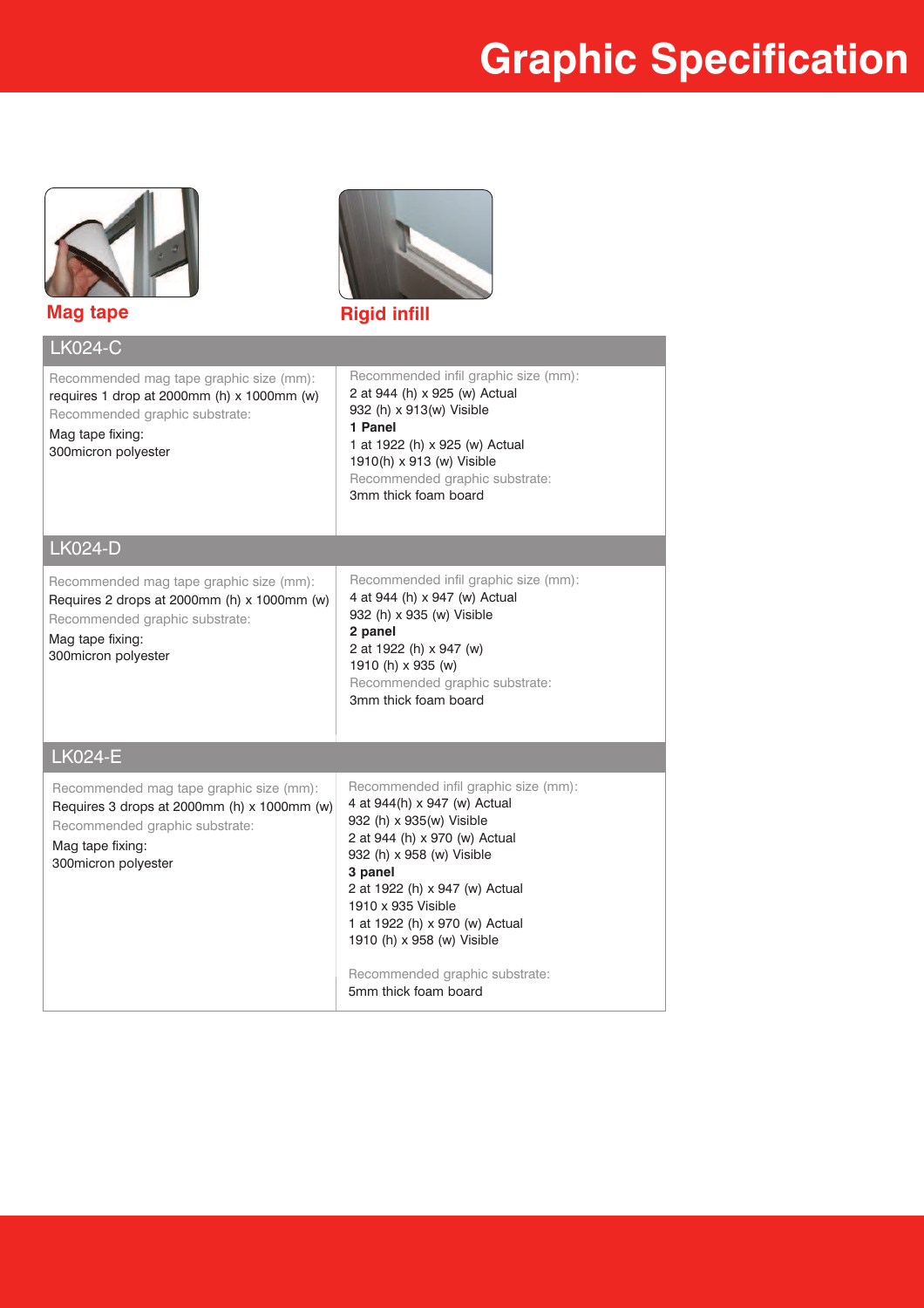# Graphic Specification

**Mag tape**

**Rigid infill**

## LK024-C

| | |
|---|---|
| Recommended mag tape graphic size (mm):<br>requires 1 drop at 2000mm (h) x 1000mm (w)<br>Recommended graphic substrate:<br>Mag tape fixing:<br>300micron polyester | Recommended infil graphic size (mm):<br>2 at 944 (h) x 925 (w) Actual<br>932 (h) x 913(w) Visible<br>**1 Panel**<br>1 at 1922 (h) x 925 (w) Actual<br>1910(h) x 913 (w) Visible<br>Recommended graphic substrate:<br>3mm thick foam board |

## LK024-D

| | |
|---|---|
| Recommended mag tape graphic size (mm):<br>Requires 2 drops at 2000mm (h) x 1000mm (w)<br>Recommended graphic substrate:<br>Mag tape fixing:<br>300micron polyester | Recommended infil graphic size (mm):<br>4 at 944 (h) x 947 (w) Actual<br>932 (h) x 935 (w) Visible<br>**2 panel**<br>2 at 1922 (h) x 947 (w)<br>1910 (h) x 935 (w)<br>Recommended graphic substrate:<br>3mm thick foam board |

## LK024-E

| | |
|---|---|
| Recommended mag tape graphic size (mm):<br>Requires 3 drops at 2000mm (h) x 1000mm (w)<br>Recommended graphic substrate:<br>Mag tape fixing:<br>300micron polyester | Recommended infil graphic size (mm):<br>4 at 944(h) x 947 (w) Actual<br>932 (h) x 935(w) Visible<br>2 at 944 (h) x 970 (w) Actual<br>932 (h) x 958 (w) Visible<br>**3 panel**<br>2 at 1922 (h) x 947 (w) Actual<br>1910 x 935 Visible<br>1 at 1922 (h) x 970 (w) Actual<br>1910 (h) x 958 (w) Visible<br><br>Recommended graphic substrate:<br>5mm thick foam board |